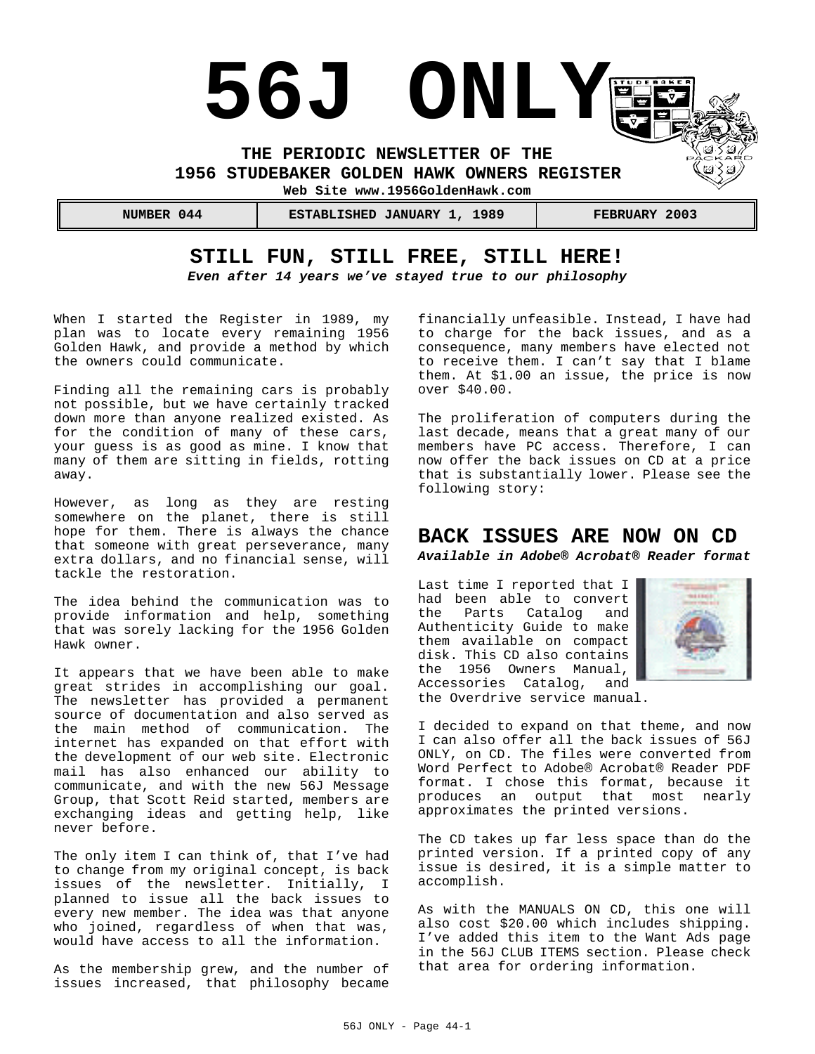# 56J ONLY

**THE PERIODIC NEWSLETTER OF THE**
**1956 STUDEBAKER GOLDEN HAWK OWNERS REGISTER**
**Web Site www.1956GoldenHawk.com**

| NUMBER 044 | ESTABLISHED JANUARY 1, 1989 | FEBRUARY 2003 |
| --- | --- | --- |

## STILL FUN, STILL FREE, STILL HERE!

***Even after 14 years we've stayed true to our philosophy***

When I started the Register in 1989, my plan was to locate every remaining 1956 Golden Hawk, and provide a method by which the owners could communicate.

Finding all the remaining cars is probably not possible, but we have certainly tracked down more than anyone realized existed. As for the condition of many of these cars, your guess is as good as mine. I know that many of them are sitting in fields, rotting away.

However, as long as they are resting somewhere on the planet, there is still hope for them. There is always the chance that someone with great perseverance, many extra dollars, and no financial sense, will tackle the restoration.

The idea behind the communication was to provide information and help, something that was sorely lacking for the 1956 Golden Hawk owner.

It appears that we have been able to make great strides in accomplishing our goal. The newsletter has provided a permanent source of documentation and also served as the main method of communication. The internet has expanded on that effort with the development of our web site. Electronic mail has also enhanced our ability to communicate, and with the new 56J Message Group, that Scott Reid started, members are exchanging ideas and getting help, like never before.

The only item I can think of, that I've had to change from my original concept, is back issues of the newsletter. Initially, I planned to issue all the back issues to every new member. The idea was that anyone who joined, regardless of when that was, would have access to all the information.

As the membership grew, and the number of issues increased, that philosophy became financially unfeasible. Instead, I have had to charge for the back issues, and as a consequence, many members have elected not to receive them. I can't say that I blame them. At $1.00 an issue, the price is now over $40.00.

The proliferation of computers during the last decade, means that a great many of our members have PC access. Therefore, I can now offer the back issues on CD at a price that is substantially lower. Please see the following story:

## BACK ISSUES ARE NOW ON CD

***Available in Adobe® Acrobat® Reader format***

Last time I reported that I had been able to convert the Parts Catalog and Authenticity Guide to make them available on compact disk. This CD also contains the 1956 Owners Manual, Accessories Catalog, and the Overdrive service manual.

I decided to expand on that theme, and now I can also offer all the back issues of 56J ONLY, on CD. The files were converted from Word Perfect to Adobe® Acrobat® Reader PDF format. I chose this format, because it produces an output that most nearly approximates the printed versions.

The CD takes up far less space than do the printed version. If a printed copy of any issue is desired, it is a simple matter to accomplish.

As with the MANUALS ON CD, this one will also cost $20.00 which includes shipping. I've added this item to the Want Ads page in the 56J CLUB ITEMS section. Please check that area for ordering information.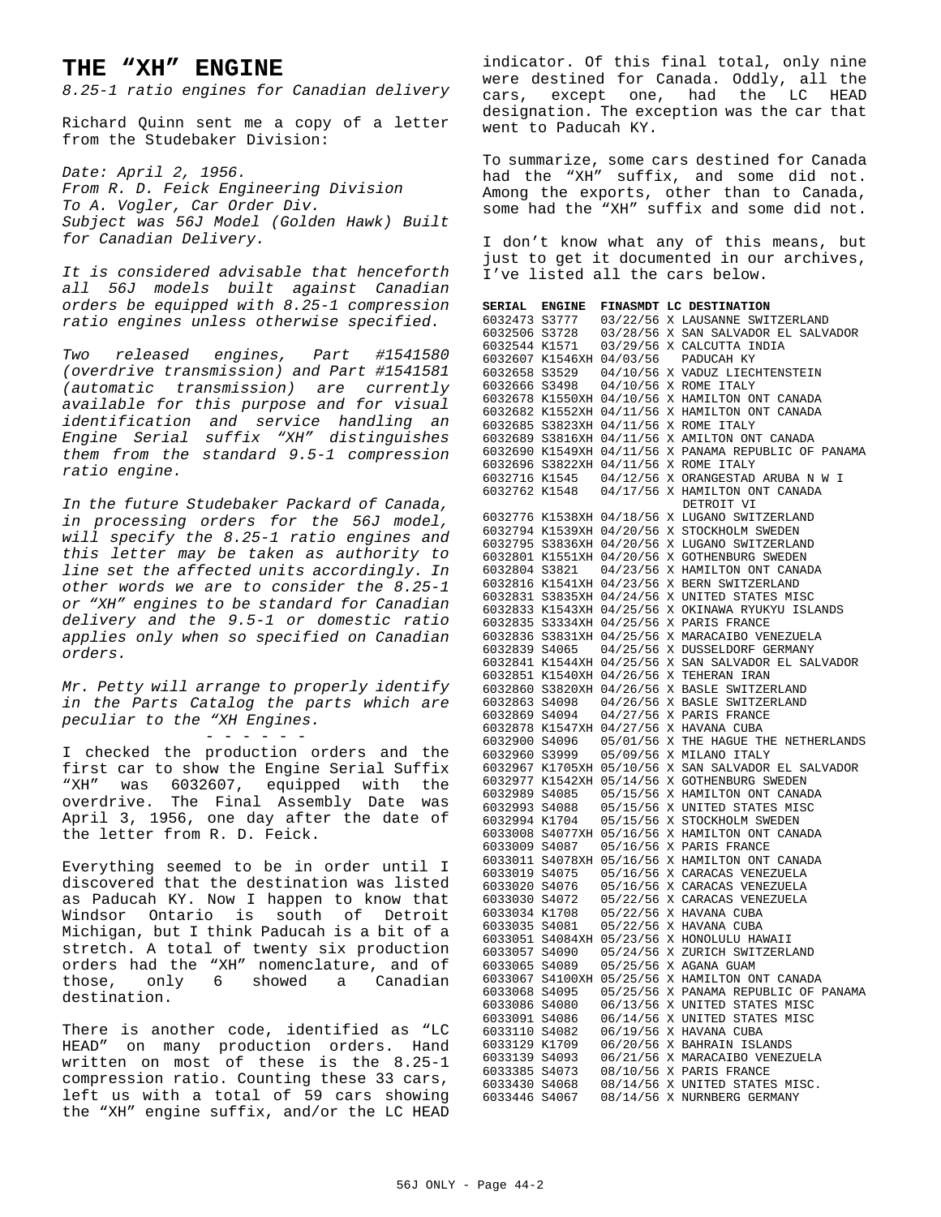# THE "XH" ENGINE

*8.25-1 ratio engines for Canadian delivery*

Richard Quinn sent me a copy of a letter from the Studebaker Division:

*Date: April 2, 1956.*
*From R. D. Feick Engineering Division*
*To A. Vogler, Car Order Div.*
*Subject was 56J Model (Golden Hawk) Built for Canadian Delivery.*

*It is considered advisable that henceforth all 56J models built against Canadian orders be equipped with 8.25-1 compression ratio engines unless otherwise specified.*

*Two released engines, Part #1541580 (overdrive transmission) and Part #1541581 (automatic transmission) are currently available for this purpose and for visual identification and service handling an Engine Serial suffix "XH" distinguishes them from the standard 9.5-1 compression ratio engine.*

*In the future Studebaker Packard of Canada, in processing orders for the 56J model, will specify the 8.25-1 ratio engines and this letter may be taken as authority to line set the affected units accordingly. In other words we are to consider the 8.25-1 or "XH" engines to be standard for Canadian delivery and the 9.5-1 or domestic ratio applies only when so specified on Canadian orders.*

*Mr. Petty will arrange to properly identify in the Parts Catalog the parts which are peculiar to the "XH Engines.*

\- - - - - -

I checked the production orders and the first car to show the Engine Serial Suffix "XH" was 6032607, equipped with the overdrive. The Final Assembly Date was April 3, 1956, one day after the date of the letter from R. D. Feick.

Everything seemed to be in order until I discovered that the destination was listed as Paducah KY. Now I happen to know that Windsor Ontario is south of Detroit Michigan, but I think Paducah is a bit of a stretch. A total of twenty six production orders had the "XH" nomenclature, and of those, only 6 showed a Canadian destination.

There is another code, identified as "LC HEAD" on many production orders. Hand written on most of these is the 8.25-1 compression ratio. Counting these 33 cars, left us with a total of 59 cars showing the "XH" engine suffix, and/or the LC HEAD indicator. Of this final total, only nine were destined for Canada. Oddly, all the cars, except one, had the LC HEAD designation. The exception was the car that went to Paducah KY.

To summarize, some cars destined for Canada had the "XH" suffix, and some did not. Among the exports, other than to Canada, some had the "XH" suffix and some did not.

I don't know what any of this means, but just to get it documented in our archives, I've listed all the cars below.

| SERIAL | ENGINE | FINASMDT | LC | DESTINATION |
|---|---|---|---|---|
| 6032473 | S3777 | 03/22/56 | X | LAUSANNE SWITZERLAND |
| 6032506 | S3728 | 03/28/56 | X | SAN SALVADOR EL SALVADOR |
| 6032544 | K1571 | 03/29/56 | X | CALCUTTA INDIA |
| 6032607 | K1546XH | 04/03/56 | | PADUCAH KY |
| 6032658 | S3529 | 04/10/56 | X | VADUZ LIECHTENSTEIN |
| 6032666 | S3498 | 04/10/56 | X | ROME ITALY |
| 6032678 | K1550XH | 04/10/56 | X | HAMILTON ONT CANADA |
| 6032682 | K1552XH | 04/11/56 | X | HAMILTON ONT CANADA |
| 6032685 | S3823XH | 04/11/56 | X | ROME ITALY |
| 6032689 | S3816XH | 04/11/56 | X | AMILTON ONT CANADA |
| 6032690 | K1549XH | 04/11/56 | X | PANAMA REPUBLIC OF PANAMA |
| 6032696 | S3822XH | 04/11/56 | X | ROME ITALY |
| 6032716 | K1545 | 04/12/56 | X | ORANGESTAD ARUBA N W I |
| 6032762 | K1548 | 04/17/56 | X | HAMILTON ONT CANADA DETROIT VI |
| 6032776 | K1538XH | 04/18/56 | X | LUGANO SWITZERLAND |
| 6032794 | K1539XH | 04/20/56 | X | STOCKHOLM SWEDEN |
| 6032795 | S3836XH | 04/20/56 | X | LUGANO SWITZERLAND |
| 6032801 | K1551XH | 04/20/56 | X | GOTHENBURG SWEDEN |
| 6032804 | S3821 | 04/23/56 | X | HAMILTON ONT CANADA |
| 6032816 | K1541XH | 04/23/56 | X | BERN SWITZERLAND |
| 6032831 | S3835XH | 04/24/56 | X | UNITED STATES MISC |
| 6032833 | K1543XH | 04/25/56 | X | OKINAWA RYUKYU ISLANDS |
| 6032835 | S3334XH | 04/25/56 | X | PARIS FRANCE |
| 6032836 | S3831XH | 04/25/56 | X | MARACAIBO VENEZUELA |
| 6032839 | S4065 | 04/25/56 | X | DUSSELDORF GERMANY |
| 6032841 | K1544XH | 04/25/56 | X | SAN SALVADOR EL SALVADOR |
| 6032851 | K1540XH | 04/26/56 | X | TEHERAN IRAN |
| 6032860 | S3820XH | 04/26/56 | X | BASLE SWITZERLAND |
| 6032863 | S4098 | 04/26/56 | X | BASLE SWITZERLAND |
| 6032869 | S4094 | 04/27/56 | X | PARIS FRANCE |
| 6032878 | K1547XH | 04/27/56 | X | HAVANA CUBA |
| 6032900 | S4096 | 05/01/56 | X | THE HAGUE THE NETHERLANDS |
| 6032960 | S3999 | 05/09/56 | X | MILANO ITALY |
| 6032967 | K1705XH | 05/10/56 | X | SAN SALVADOR EL SALVADOR |
| 6032977 | K1542XH | 05/14/56 | X | GOTHENBURG SWEDEN |
| 6032989 | S4085 | 05/15/56 | X | HAMILTON ONT CANADA |
| 6032993 | S4088 | 05/15/56 | X | UNITED STATES MISC |
| 6032994 | K1704 | 05/15/56 | X | STOCKHOLM SWEDEN |
| 6033008 | S4077XH | 05/16/56 | X | HAMILTON ONT CANADA |
| 6033009 | S4087 | 05/16/56 | X | PARIS FRANCE |
| 6033011 | S4078XH | 05/16/56 | X | HAMILTON ONT CANADA |
| 6033019 | S4075 | 05/16/56 | X | CARACAS VENEZUELA |
| 6033020 | S4076 | 05/16/56 | X | CARACAS VENEZUELA |
| 6033030 | S4072 | 05/22/56 | X | CARACAS VENEZUELA |
| 6033034 | K1708 | 05/22/56 | X | HAVANA CUBA |
| 6033035 | S4081 | 05/22/56 | X | HAVANA CUBA |
| 6033051 | S4084XH | 05/23/56 | X | HONOLULU HAWAII |
| 6033057 | S4090 | 05/24/56 | X | ZURICH SWITZERLAND |
| 6033065 | S4089 | 05/25/56 | X | AGANA GUAM |
| 6033067 | S4100XH | 05/25/56 | X | HAMILTON ONT CANADA |
| 6033068 | S4095 | 05/25/56 | X | PANAMA REPUBLIC OF PANAMA |
| 6033086 | S4080 | 06/13/56 | X | UNITED STATES MISC |
| 6033091 | S4086 | 06/14/56 | X | UNITED STATES MISC |
| 6033110 | S4082 | 06/19/56 | X | HAVANA CUBA |
| 6033129 | K1709 | 06/20/56 | X | BAHRAIN ISLANDS |
| 6033139 | S4093 | 06/21/56 | X | MARACAIBO VENEZUELA |
| 6033385 | S4073 | 08/10/56 | X | PARIS FRANCE |
| 6033430 | S4068 | 08/14/56 | X | UNITED STATES MISC. |
| 6033446 | S4067 | 08/14/56 | X | NURNBERG GERMANY |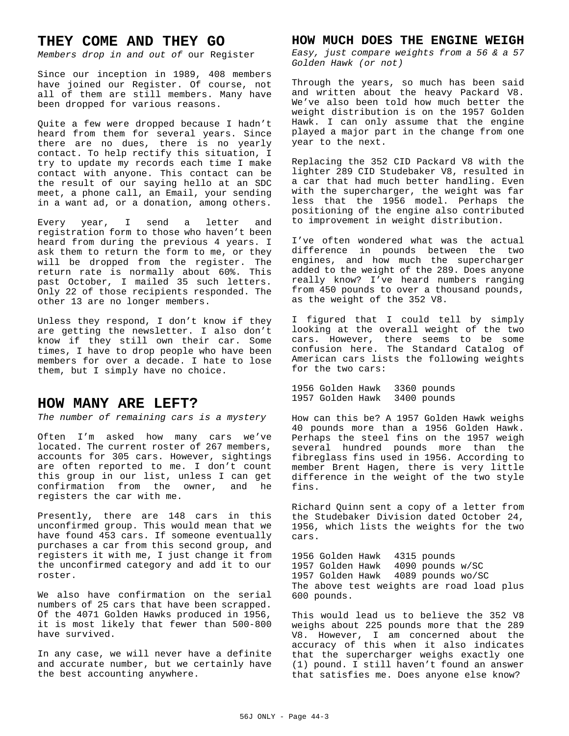# THEY COME AND THEY GO

*Members drop in and out of* our Register

Since our inception in 1989, 408 members have joined our Register. Of course, not all of them are still members. Many have been dropped for various reasons.

Quite a few were dropped because I hadn't heard from them for several years. Since there are no dues, there is no yearly contact. To help rectify this situation, I try to update my records each time I make contact with anyone. This contact can be the result of our saying hello at an SDC meet, a phone call, an Email, your sending in a want ad, or a donation, among others.

Every year, I send a letter and registration form to those who haven't been heard from during the previous 4 years. I ask them to return the form to me, or they will be dropped from the register. The return rate is normally about 60%. This past October, I mailed 35 such letters. Only 22 of those recipients responded. The other 13 are no longer members.

Unless they respond, I don't know if they are getting the newsletter. I also don't know if they still own their car. Some times, I have to drop people who have been members for over a decade. I hate to lose them, but I simply have no choice.

# HOW MANY ARE LEFT?

*The number of remaining cars is a mystery*

Often I'm asked how many cars we've located. The current roster of 267 members, accounts for 305 cars. However, sightings are often reported to me. I don't count this group in our list, unless I can get confirmation from the owner, and he registers the car with me.

Presently, there are 148 cars in this unconfirmed group. This would mean that we have found 453 cars. If someone eventually purchases a car from this second group, and registers it with me, I just change it from the unconfirmed category and add it to our roster.

We also have confirmation on the serial numbers of 25 cars that have been scrapped. Of the 4071 Golden Hawks produced in 1956, it is most likely that fewer than 500-800 have survived.

In any case, we will never have a definite and accurate number, but we certainly have the best accounting anywhere.

# HOW MUCH DOES THE ENGINE WEIGH

*Easy, just compare weights from a 56 & a 57 Golden Hawk (or not)*

Through the years, so much has been said and written about the heavy Packard V8. We've also been told how much better the weight distribution is on the 1957 Golden Hawk. I can only assume that the engine played a major part in the change from one year to the next.

Replacing the 352 CID Packard V8 with the lighter 289 CID Studebaker V8, resulted in a car that had much better handling. Even with the supercharger, the weight was far less that the 1956 model. Perhaps the positioning of the engine also contributed to improvement in weight distribution.

I've often wondered what was the actual difference in pounds between the two engines, and how much the supercharger added to the weight of the 289. Does anyone really know? I've heard numbers ranging from 450 pounds to over a thousand pounds, as the weight of the 352 V8.

I figured that I could tell by simply looking at the overall weight of the two cars. However, there seems to be some confusion here. The Standard Catalog of American cars lists the following weights for the two cars:

| | |
|---|---|
| 1956 Golden Hawk | 3360 pounds |
| 1957 Golden Hawk | 3400 pounds |

How can this be? A 1957 Golden Hawk weighs 40 pounds more than a 1956 Golden Hawk. Perhaps the steel fins on the 1957 weigh several hundred pounds more than the fibreglass fins used in 1956. According to member Brent Hagen, there is very little difference in the weight of the two style fins.

Richard Quinn sent a copy of a letter from the Studebaker Division dated October 24, 1956, which lists the weights for the two cars.

| | |
|---|---|
| 1956 Golden Hawk | 4315 pounds |
| 1957 Golden Hawk | 4090 pounds w/SC |
| 1957 Golden Hawk | 4089 pounds wo/SC |

The above test weights are road load plus 600 pounds.

This would lead us to believe the 352 V8 weighs about 225 pounds more that the 289 V8. However, I am concerned about the accuracy of this when it also indicates that the supercharger weighs exactly one (1) pound. I still haven't found an answer that satisfies me. Does anyone else know?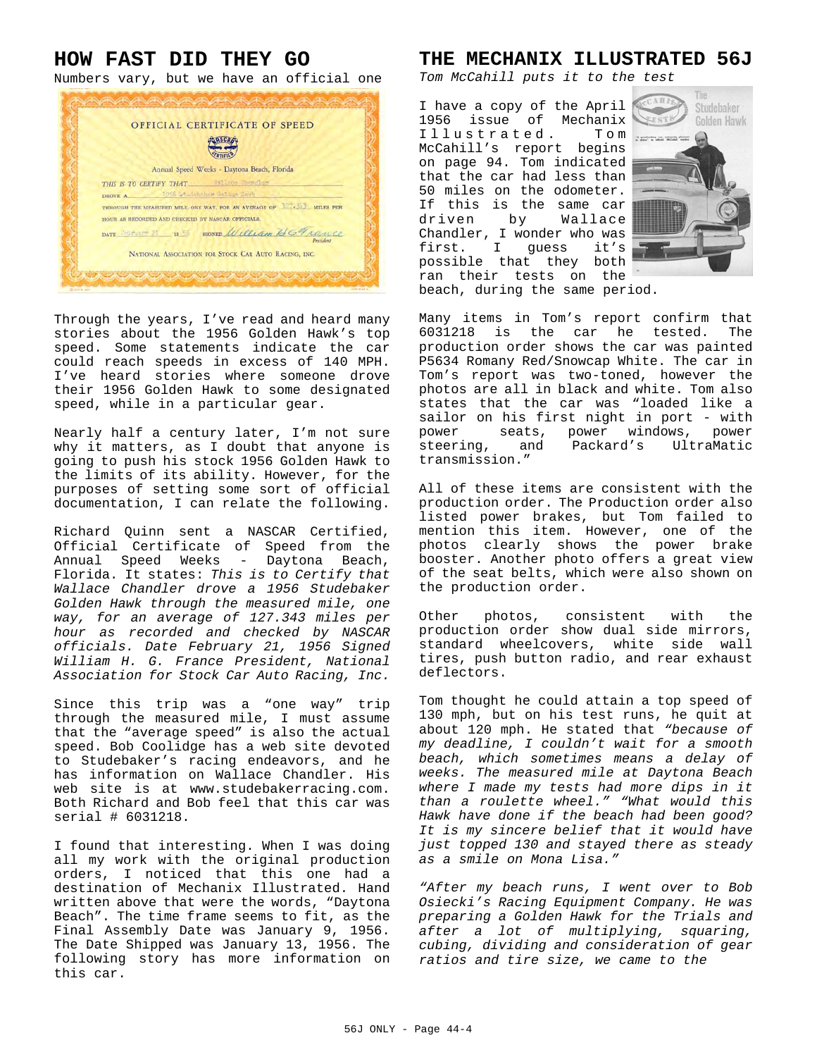## HOW FAST DID THEY GO

Numbers vary, but we have an official one

OFFICIAL CERTIFICATE OF SPEED

Annual Speed Weeks - Daytona Beach, Florida

THIS IS TO CERTIFY THAT Wallace Chandler DROVE A 1956 Studebaker Golden Hawk THROUGH THE MEASURED MILE, ONE WAY, FOR AN AVERAGE OF 127.343 MILES PER HOUR AS RECORDED AND CHECKED BY NASCAR OFFICIALS.

DATE February 21 1956 SIGNED William H G France President

NATIONAL ASSOCIATION FOR STOCK CAR AUTO RACING, INC.

Through the years, I've read and heard many stories about the 1956 Golden Hawk's top speed. Some statements indicate the car could reach speeds in excess of 140 MPH. I've heard stories where someone drove their 1956 Golden Hawk to some designated speed, while in a particular gear.

Nearly half a century later, I'm not sure why it matters, as I doubt that anyone is going to push his stock 1956 Golden Hawk to the limits of its ability. However, for the purposes of setting some sort of official documentation, I can relate the following.

Richard Quinn sent a NASCAR Certified, Official Certificate of Speed from the Annual Speed Weeks - Daytona Beach, Florida. It states: *This is to Certify that Wallace Chandler drove a 1956 Studebaker Golden Hawk through the measured mile, one way, for an average of 127.343 miles per hour as recorded and checked by NASCAR officials. Date February 21, 1956 Signed William H. G. France President, National Association for Stock Car Auto Racing, Inc.*

Since this trip was a "one way" trip through the measured mile, I must assume that the "average speed" is also the actual speed. Bob Coolidge has a web site devoted to Studebaker's racing endeavors, and he has information on Wallace Chandler. His web site is at www.studebakerracing.com. Both Richard and Bob feel that this car was serial # 6031218.

I found that interesting. When I was doing all my work with the original production orders, I noticed that this one had a destination of Mechanix Illustrated. Hand written above that were the words, "Daytona Beach". The time frame seems to fit, as the Final Assembly Date was January 9, 1956. The Date Shipped was January 13, 1956. The following story has more information on this car.

## THE MECHANIX ILLUSTRATED 56J

*Tom McCahill puts it to the test*

I have a copy of the April 1956 issue of Mechanix Illustrated. Tom McCahill's report begins on page 94. Tom indicated that the car had less than 50 miles on the odometer. If this is the same car driven by Wallace Chandler, I wonder who was first. I guess it's possible that they both ran their tests on the beach, during the same period.

Many items in Tom's report confirm that 6031218 is the car he tested. The production order shows the car was painted P5634 Romany Red/Snowcap White. The car in Tom's report was two-toned, however the photos are all in black and white. Tom also states that the car was "loaded like a sailor on his first night in port - with power seats, power windows, power steering, and Packard's UltraMatic transmission."

All of these items are consistent with the production order. The Production order also listed power brakes, but Tom failed to mention this item. However, one of the photos clearly shows the power brake booster. Another photo offers a great view of the seat belts, which were also shown on the production order.

Other photos, consistent with the production order show dual side mirrors, standard wheelcovers, white side wall tires, push button radio, and rear exhaust deflectors.

Tom thought he could attain a top speed of 130 mph, but on his test runs, he quit at about 120 mph. He stated that *"because of my deadline, I couldn't wait for a smooth beach, which sometimes means a delay of weeks. The measured mile at Daytona Beach where I made my tests had more dips in it than a roulette wheel." "What would this Hawk have done if the beach had been good? It is my sincere belief that it would have just topped 130 and stayed there as steady as a smile on Mona Lisa."*

*"After my beach runs, I went over to Bob Osiecki's Racing Equipment Company. He was preparing a Golden Hawk for the Trials and after a lot of multiplying, squaring, cubing, dividing and consideration of gear ratios and tire size, we came to the*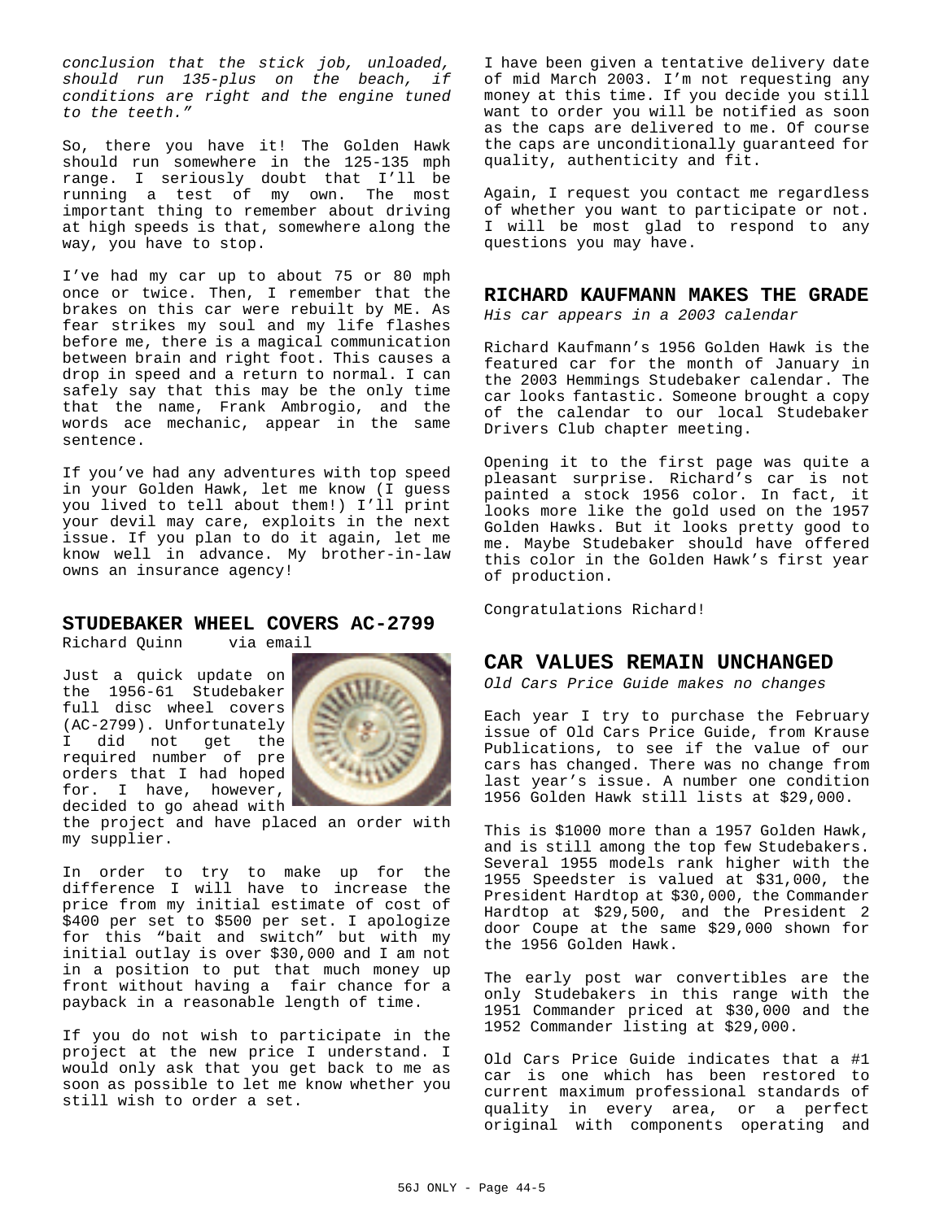*conclusion that the stick job, unloaded, should run 135-plus on the beach, if conditions are right and the engine tuned to the teeth."*

So, there you have it! The Golden Hawk should run somewhere in the 125-135 mph range. I seriously doubt that I'll be running a test of my own. The most important thing to remember about driving at high speeds is that, somewhere along the way, you have to stop.

I've had my car up to about 75 or 80 mph once or twice. Then, I remember that the brakes on this car were rebuilt by ME. As fear strikes my soul and my life flashes before me, there is a magical communication between brain and right foot. This causes a drop in speed and a return to normal. I can safely say that this may be the only time that the name, Frank Ambrogio, and the words ace mechanic, appear in the same sentence.

If you've had any adventures with top speed in your Golden Hawk, let me know (I guess you lived to tell about them!) I'll print your devil may care, exploits in the next issue. If you plan to do it again, let me know well in advance. My brother-in-law owns an insurance agency!

## STUDEBAKER WHEEL COVERS AC-2799

Richard Quinn via email

Just a quick update on the 1956-61 Studebaker full disc wheel covers (AC-2799). Unfortunately I did not get the required number of pre orders that I had hoped for. I have, however, decided to go ahead with the project and have placed an order with my supplier.

In order to try to make up for the difference I will have to increase the price from my initial estimate of cost of $400 per set to $500 per set. I apologize for this "bait and switch" but with my initial outlay is over $30,000 and I am not in a position to put that much money up front without having a fair chance for a payback in a reasonable length of time.

If you do not wish to participate in the project at the new price I understand. I would only ask that you get back to me as soon as possible to let me know whether you still wish to order a set.

I have been given a tentative delivery date of mid March 2003. I'm not requesting any money at this time. If you decide you still want to order you will be notified as soon as the caps are delivered to me. Of course the caps are unconditionally guaranteed for quality, authenticity and fit.

Again, I request you contact me regardless of whether you want to participate or not. I will be most glad to respond to any questions you may have.

## RICHARD KAUFMANN MAKES THE GRADE

*His car appears in a 2003 calendar*

Richard Kaufmann's 1956 Golden Hawk is the featured car for the month of January in the 2003 Hemmings Studebaker calendar. The car looks fantastic. Someone brought a copy of the calendar to our local Studebaker Drivers Club chapter meeting.

Opening it to the first page was quite a pleasant surprise. Richard's car is not painted a stock 1956 color. In fact, it looks more like the gold used on the 1957 Golden Hawks. But it looks pretty good to me. Maybe Studebaker should have offered this color in the Golden Hawk's first year of production.

Congratulations Richard!

## CAR VALUES REMAIN UNCHANGED

*Old Cars Price Guide makes no changes*

Each year I try to purchase the February issue of Old Cars Price Guide, from Krause Publications, to see if the value of our cars has changed. There was no change from last year's issue. A number one condition 1956 Golden Hawk still lists at $29,000.

This is $1000 more than a 1957 Golden Hawk, and is still among the top few Studebakers. Several 1955 models rank higher with the 1955 Speedster is valued at $31,000, the President Hardtop at $30,000, the Commander Hardtop at $29,500, and the President 2 door Coupe at the same $29,000 shown for the 1956 Golden Hawk.

The early post war convertibles are the only Studebakers in this range with the 1951 Commander priced at $30,000 and the 1952 Commander listing at $29,000.

Old Cars Price Guide indicates that a #1 car is one which has been restored to current maximum professional standards of quality in every area, or a perfect original with components operating and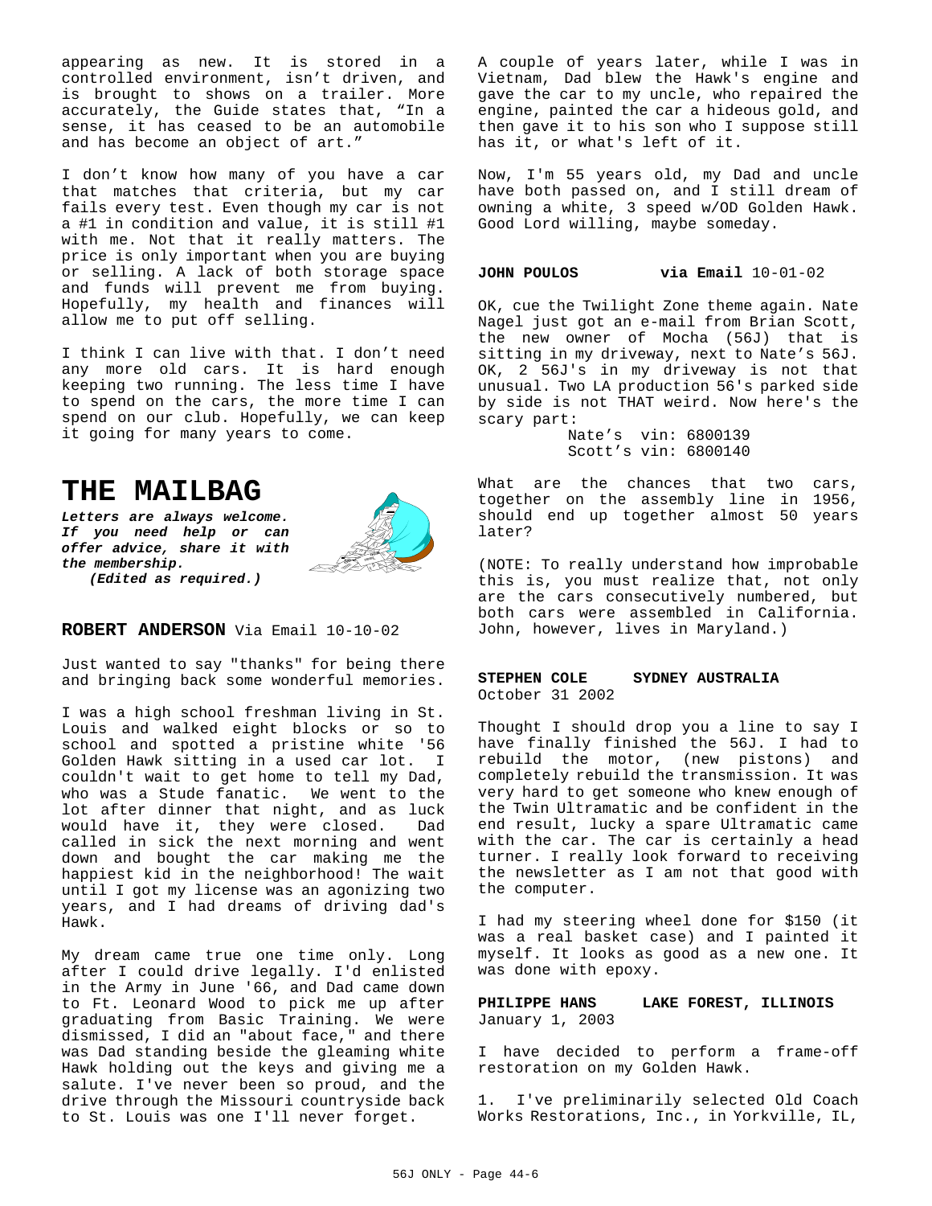appearing as new. It is stored in a controlled environment, isn't driven, and is brought to shows on a trailer. More accurately, the Guide states that, "In a sense, it has ceased to be an automobile and has become an object of art."

I don't know how many of you have a car that matches that criteria, but my car fails every test. Even though my car is not a #1 in condition and value, it is still #1 with me. Not that it really matters. The price is only important when you are buying or selling. A lack of both storage space and funds will prevent me from buying. Hopefully, my health and finances will allow me to put off selling.

I think I can live with that. I don't need any more old cars. It is hard enough keeping two running. The less time I have to spend on the cars, the more time I can spend on our club. Hopefully, we can keep it going for many years to come.

# THE MAILBAG

***Letters are always welcome. If you need help or can offer advice, share it with the membership.***
***(Edited as required.)***

**ROBERT ANDERSON** Via Email 10-10-02

Just wanted to say "thanks" for being there and bringing back some wonderful memories.

I was a high school freshman living in St. Louis and walked eight blocks or so to school and spotted a pristine white '56 Golden Hawk sitting in a used car lot. I couldn't wait to get home to tell my Dad, who was a Stude fanatic. We went to the lot after dinner that night, and as luck would have it, they were closed. Dad called in sick the next morning and went down and bought the car making me the happiest kid in the neighborhood! The wait until I got my license was an agonizing two years, and I had dreams of driving dad's Hawk.

My dream came true one time only. Long after I could drive legally. I'd enlisted in the Army in June '66, and Dad came down to Ft. Leonard Wood to pick me up after graduating from Basic Training. We were dismissed, I did an "about face," and there was Dad standing beside the gleaming white Hawk holding out the keys and giving me a salute. I've never been so proud, and the drive through the Missouri countryside back to St. Louis was one I'll never forget.

A couple of years later, while I was in Vietnam, Dad blew the Hawk's engine and gave the car to my uncle, who repaired the engine, painted the car a hideous gold, and then gave it to his son who I suppose still has it, or what's left of it.

Now, I'm 55 years old, my Dad and uncle have both passed on, and I still dream of owning a white, 3 speed w/OD Golden Hawk. Good Lord willing, maybe someday.

**JOHN POULOS** **via Email** 10-01-02

OK, cue the Twilight Zone theme again. Nate Nagel just got an e-mail from Brian Scott, the new owner of Mocha (56J) that is sitting in my driveway, next to Nate's 56J. OK, 2 56J's in my driveway is not that unusual. Two LA production 56's parked side by side is not THAT weird. Now here's the scary part:

Nate's vin: 6800139
Scott's vin: 6800140

What are the chances that two cars, together on the assembly line in 1956, should end up together almost 50 years later?

(NOTE: To really understand how improbable this is, you must realize that, not only are the cars consecutively numbered, but both cars were assembled in California. John, however, lives in Maryland.)

**STEPHEN COLE** **SYDNEY AUSTRALIA**
October 31 2002

Thought I should drop you a line to say I have finally finished the 56J. I had to rebuild the motor, (new pistons) and completely rebuild the transmission. It was very hard to get someone who knew enough of the Twin Ultramatic and be confident in the end result, lucky a spare Ultramatic came with the car. The car is certainly a head turner. I really look forward to receiving the newsletter as I am not that good with the computer.

I had my steering wheel done for $150 (it was a real basket case) and I painted it myself. It looks as good as a new one. It was done with epoxy.

**PHILIPPE HANS** **LAKE FOREST, ILLINOIS**
January 1, 2003

I have decided to perform a frame-off restoration on my Golden Hawk.

1. I've preliminarily selected Old Coach Works Restorations, Inc., in Yorkville, IL,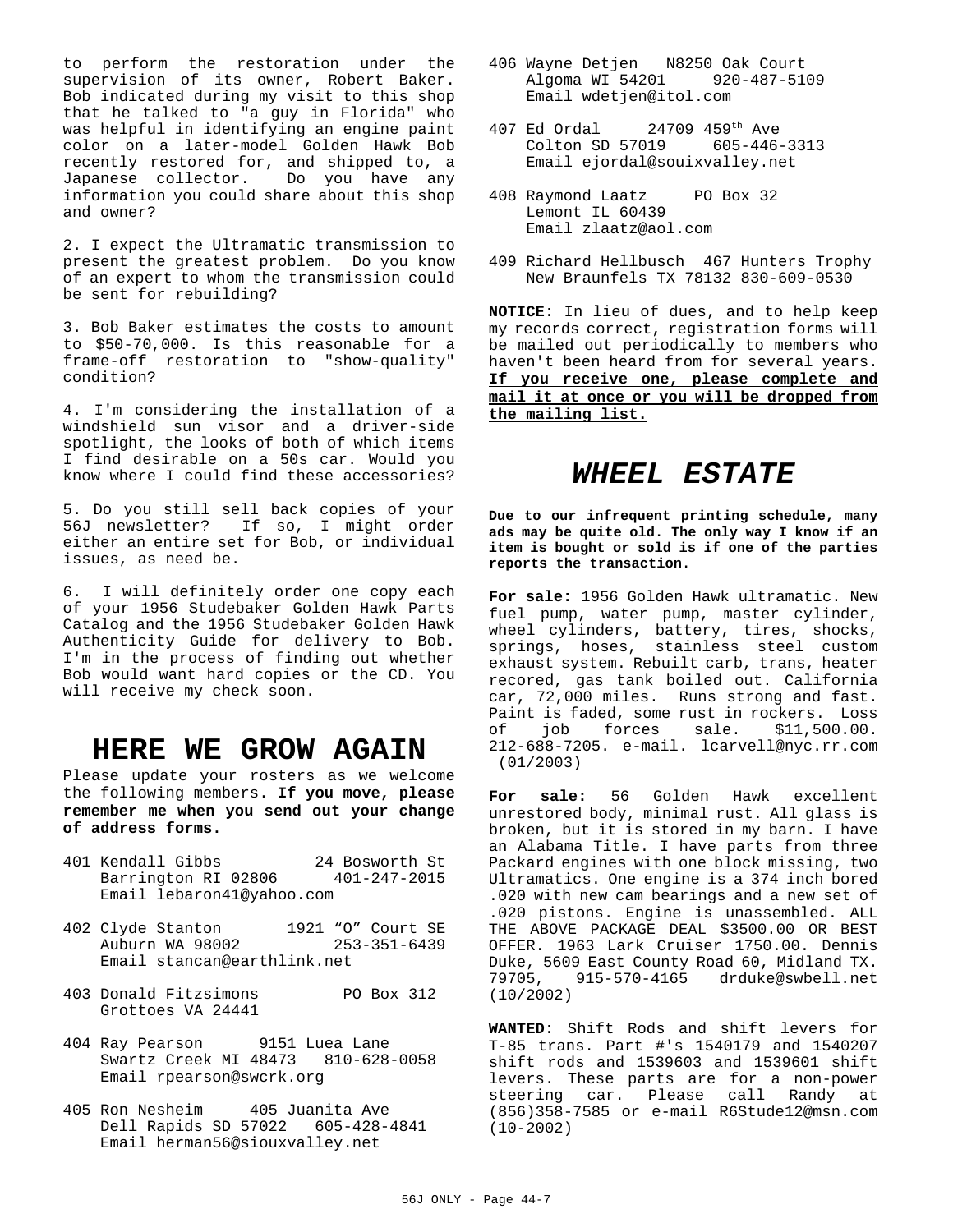to perform the restoration under the supervision of its owner, Robert Baker. Bob indicated during my visit to this shop that he talked to "a guy in Florida" who was helpful in identifying an engine paint color on a later-model Golden Hawk Bob recently restored for, and shipped to, a Japanese collector. Do you have any information you could share about this shop and owner?

2. I expect the Ultramatic transmission to present the greatest problem. Do you know of an expert to whom the transmission could be sent for rebuilding?

3. Bob Baker estimates the costs to amount to $50-70,000. Is this reasonable for a frame-off restoration to "show-quality" condition?

4. I'm considering the installation of a windshield sun visor and a driver-side spotlight, the looks of both of which items I find desirable on a 50s car. Would you know where I could find these accessories?

5. Do you still sell back copies of your 56J newsletter? If so, I might order either an entire set for Bob, or individual issues, as need be.

6. I will definitely order one copy each of your 1956 Studebaker Golden Hawk Parts Catalog and the 1956 Studebaker Golden Hawk Authenticity Guide for delivery to Bob. I'm in the process of finding out whether Bob would want hard copies or the CD. You will receive my check soon.

# HERE WE GROW AGAIN

Please update your rosters as we welcome the following members. **If you move, please remember me when you send out your change of address forms.**

401 Kendall Gibbs 24 Bosworth St
Barrington RI 02806 401-247-2015
Email lebaron41@yahoo.com

402 Clyde Stanton 1921 "O" Court SE
Auburn WA 98002 253-351-6439
Email stancan@earthlink.net

403 Donald Fitzsimons PO Box 312
Grottoes VA 24441

404 Ray Pearson 9151 Luea Lane
Swartz Creek MI 48473 810-628-0058
Email rpearson@swcrk.org

405 Ron Nesheim 405 Juanita Ave
Dell Rapids SD 57022 605-428-4841
Email herman56@siouxvalley.net

406 Wayne Detjen N8250 Oak Court
Algoma WI 54201 920-487-5109
Email wdetjen@itol.com

407 Ed Ordal 24709 459th Ave
Colton SD 57019 605-446-3313
Email ejordal@souixvalley.net

408 Raymond Laatz PO Box 32
Lemont IL 60439
Email zlaatz@aol.com

409 Richard Hellbusch 467 Hunters Trophy
New Braunfels TX 78132 830-609-0530

**NOTICE:** In lieu of dues, and to help keep my records correct, registration forms will be mailed out periodically to members who haven't been heard from for several years. **If you receive one, please complete and mail it at once or you will be dropped from the mailing list.**

# *WHEEL ESTATE*

**Due to our infrequent printing schedule, many ads may be quite old. The only way I know if an item is bought or sold is if one of the parties reports the transaction.**

**For sale:** 1956 Golden Hawk ultramatic. New fuel pump, water pump, master cylinder, wheel cylinders, battery, tires, shocks, springs, hoses, stainless steel custom exhaust system. Rebuilt carb, trans, heater recored, gas tank boiled out. California car, 72,000 miles. Runs strong and fast. Paint is faded, some rust in rockers. Loss of job forces sale. $11,500.00. 212-688-7205. e-mail. lcarvell@nyc.rr.com (01/2003)

**For sale:** 56 Golden Hawk excellent unrestored body, minimal rust. All glass is broken, but it is stored in my barn. I have an Alabama Title. I have parts from three Packard engines with one block missing, two Ultramatics. One engine is a 374 inch bored .020 with new cam bearings and a new set of .020 pistons. Engine is unassembled. ALL THE ABOVE PACKAGE DEAL $3500.00 OR BEST OFFER. 1963 Lark Cruiser 1750.00. Dennis Duke, 5609 East County Road 60, Midland TX. 79705, 915-570-4165 drduke@swbell.net (10/2002)

**WANTED:** Shift Rods and shift levers for T-85 trans. Part #'s 1540179 and 1540207 shift rods and 1539603 and 1539601 shift levers. These parts are for a non-power steering car. Please call Randy at (856)358-7585 or e-mail R6Stude12@msn.com (10-2002)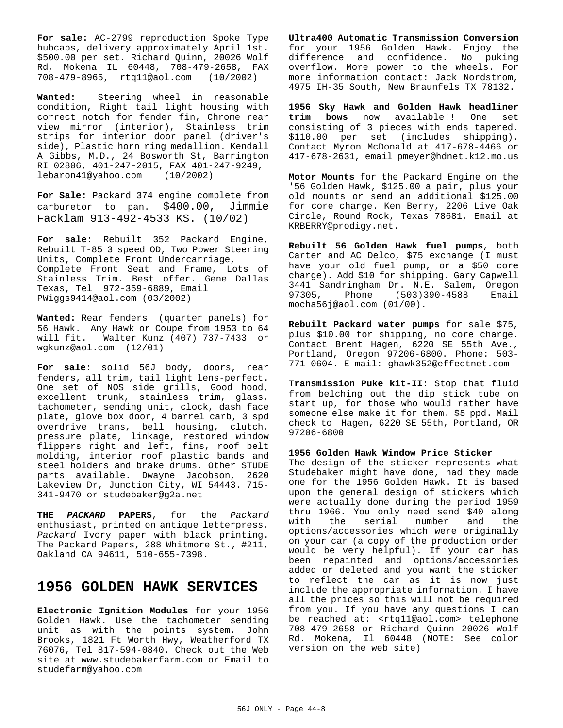**For sale:** AC-2799 reproduction Spoke Type hubcaps, delivery approximately April 1st. $500.00 per set. Richard Quinn, 20026 Wolf Rd, Mokena IL 60448, 708-479-2658, FAX 708-479-8965, rtq11@aol.com (10/2002)

**Wanted:** Steering wheel in reasonable condition, Right tail light housing with correct notch for fender fin, Chrome rear view mirror (interior), Stainless trim strips for interior door panel (driver's side), Plastic horn ring medallion. Kendall A Gibbs, M.D., 24 Bosworth St, Barrington RI 02806, 401-247-2015, FAX 401-247-9249, lebaron41@yahoo.com (10/2002)

**For Sale:** Packard 374 engine complete from carburetor to pan. $400.00, Jimmie Facklam 913-492-4533 KS. (10/02)

**For sale:** Rebuilt 352 Packard Engine, Rebuilt T-85 3 speed OD, Two Power Steering Units, Complete Front Undercarriage, Complete Front Seat and Frame, Lots of Stainless Trim. Best offer. Gene Dallas Texas, Tel 972-359-6889, Email PWiggs9414@aol.com (03/2002)

**Wanted:** Rear fenders (quarter panels) for 56 Hawk. Any Hawk or Coupe from 1953 to 64 will fit. Walter Kunz (407) 737-7433 or wgkunz@aol.com (12/01)

**For sale**: solid 56J body, doors, rear fenders, all trim, tail light lens-perfect. One set of NOS side grills, Good hood, excellent trunk, stainless trim, glass, tachometer, sending unit, clock, dash face plate, glove box door, 4 barrel carb, 3 spd overdrive trans, bell housing, clutch, pressure plate, linkage, restored window flippers right and left, fins, roof belt molding, interior roof plastic bands and steel holders and brake drums. Other STUDE parts available. Dwayne Jacobson, 2620 Lakeview Dr, Junction City, WI 54443. 715-341-9470 or studebaker@g2a.net

**THE *PACKARD* PAPERS**, for the *Packard* enthusiast, printed on antique letterpress, *Packard* Ivory paper with black printing. The Packard Papers, 288 Whitmore St., #211, Oakland CA 94611, 510-655-7398.

## 1956 GOLDEN HAWK SERVICES

**Electronic Ignition Modules** for your 1956 Golden Hawk. Use the tachometer sending unit as with the points system. John Brooks, 1821 Ft Worth Hwy, Weatherford TX 76076, Tel 817-594-0840. Check out the Web site at www.studebakerfarm.com or Email to studefarm@yahoo.com

**Ultra400 Automatic Transmission Conversion** for your 1956 Golden Hawk. Enjoy the difference and confidence. No puking overflow. More power to the wheels. For more information contact: Jack Nordstrom, 4975 IH-35 South, New Braunfels TX 78132.

**1956 Sky Hawk and Golden Hawk headliner trim bows** now available!! One set consisting of 3 pieces with ends tapered. $110.00 per set (includes shipping). Contact Myron McDonald at 417-678-4466 or 417-678-2631, email pmeyer@hdnet.k12.mo.us

**Motor Mounts** for the Packard Engine on the '56 Golden Hawk, $125.00 a pair, plus your old mounts or send an additional $125.00 for core charge. Ken Berry, 2206 Live Oak Circle, Round Rock, Texas 78681, Email at KRBERRY@prodigy.net.

**Rebuilt 56 Golden Hawk fuel pumps**, both Carter and AC Delco, $75 exchange (I must have your old fuel pump, or a $50 core charge). Add $10 for shipping. Gary Capwell 3441 Sandringham Dr. N.E. Salem, Oregon 97305, Phone (503)390-4588 Email mocha56j@aol.com (01/00).

**Rebuilt Packard water pumps** for sale $75, plus $10.00 for shipping, no core charge. Contact Brent Hagen, 6220 SE 55th Ave., Portland, Oregon 97206-6800. Phone: 503-771-0604. E-mail: ghawk352@effectnet.com

**Transmission Puke kit-II**: Stop that fluid from belching out the dip stick tube on start up, for those who would rather have someone else make it for them. $5 ppd. Mail check to Hagen, 6220 SE 55th, Portland, OR 97206-6800

**1956 Golden Hawk Window Price Sticker**

The design of the sticker represents what Studebaker might have done, had they made one for the 1956 Golden Hawk. It is based upon the general design of stickers which were actually done during the period 1959 thru 1966. You only need send $40 along with the serial number and the options/accessories which were originally on your car (a copy of the production order would be very helpful). If your car has been repainted and options/accessories added or deleted and you want the sticker to reflect the car as it is now just include the appropriate information. I have all the prices so this will not be required from you. If you have any questions I can be reached at: <rtq11@aol.com> telephone 708-479-2658 or Richard Quinn 20026 Wolf Rd. Mokena, Il 60448 (NOTE: See color version on the web site)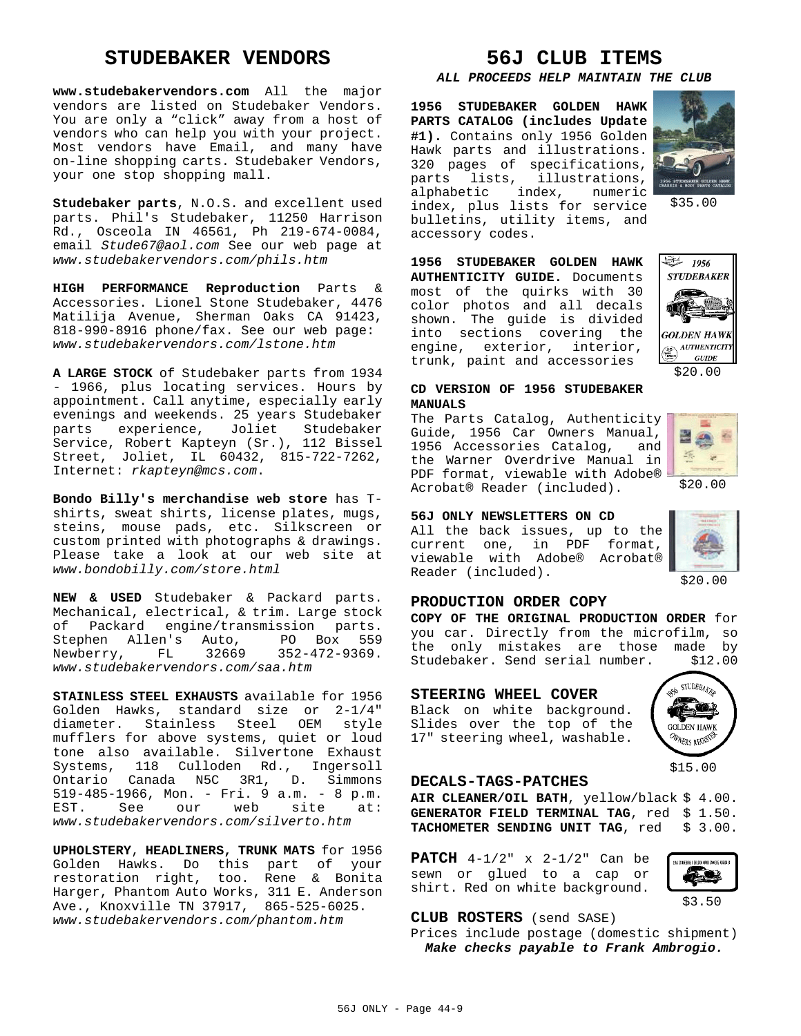## STUDEBAKER VENDORS

**www.studebakervendors.com** All the major vendors are listed on Studebaker Vendors. You are only a "click" away from a host of vendors who can help you with your project. Most vendors have Email, and many have on-line shopping carts. Studebaker Vendors, your one stop shopping mall.

**Studebaker parts**, N.O.S. and excellent used parts. Phil's Studebaker, 11250 Harrison Rd., Osceola IN 46561, Ph 219-674-0084, email *Stude67@aol.com* See our web page at *www.studebakervendors.com/phils.htm*

**HIGH PERFORMANCE Reproduction** Parts & Accessories. Lionel Stone Studebaker, 4476 Matilija Avenue, Sherman Oaks CA 91423, 818-990-8916 phone/fax. See our web page: *www.studebakervendors.com/lstone.htm*

**A LARGE STOCK** of Studebaker parts from 1934 - 1966, plus locating services. Hours by appointment. Call anytime, especially early evenings and weekends. 25 years Studebaker parts experience, Joliet Studebaker Service, Robert Kapteyn (Sr.), 112 Bissel Street, Joliet, IL 60432, 815-722-7262, Internet: *rkapteyn@mcs.com*.

**Bondo Billy's merchandise web store** has T-shirts, sweat shirts, license plates, mugs, steins, mouse pads, etc. Silkscreen or custom printed with photographs & drawings. Please take a look at our web site at *www.bondobilly.com/store.html*

**NEW & USED** Studebaker & Packard parts. Mechanical, electrical, & trim. Large stock of Packard engine/transmission parts. Stephen Allen's Auto, PO Box 559 Newberry, FL 32669 352-472-9369. *www.studebakervendors.com/saa.htm*

**STAINLESS STEEL EXHAUSTS** available for 1956 Golden Hawks, standard size or 2-1/4" diameter. Stainless Steel OEM style mufflers for above systems, quiet or loud tone also available. Silvertone Exhaust Systems, 118 Culloden Rd., Ingersoll Ontario Canada N5C 3R1, D. Simmons 519-485-1966, Mon. - Fri. 9 a.m. - 8 p.m. EST. See our web site at: *www.studebakervendors.com/silverto.htm*

**UPHOLSTERY**, **HEADLINERS, TRUNK MATS** for 1956 Golden Hawks. Do this part of your restoration right, too. Rene & Bonita Harger, Phantom Auto Works, 311 E. Anderson Ave., Knoxville TN 37917, 865-525-6025. *www.studebakervendors.com/phantom.htm*

## 56J CLUB ITEMS

***ALL PROCEEDS HELP MAINTAIN THE CLUB***

**1956 STUDEBAKER GOLDEN HAWK PARTS CATALOG (includes Update #1).** Contains only 1956 Golden Hawk parts and illustrations. 320 pages of specifications, parts lists, illustrations, alphabetic index, numeric index, plus lists for service bulletins, utility items, and accessory codes. $35.00

**1956 STUDEBAKER GOLDEN HAWK AUTHENTICITY GUIDE.** Documents most of the quirks with 30 color photos and all decals shown. The guide is divided into sections covering the engine, exterior, interior, trunk, paint and accessories $20.00

**CD VERSION OF 1956 STUDEBAKER MANUALS**

The Parts Catalog, Authenticity Guide, 1956 Car Owners Manual, 1956 Accessories Catalog, and the Warner Overdrive Manual in PDF format, viewable with Adobe® Acrobat® Reader (included). $20.00

**56J ONLY NEWSLETTERS ON CD**

All the back issues, up to the current one, in PDF format, viewable with Adobe® Acrobat® Reader (included). $20.00

### PRODUCTION ORDER COPY

**COPY OF THE ORIGINAL PRODUCTION ORDER** for you car. Directly from the microfilm, so the only mistakes are those made by Studebaker. Send serial number. $12.00

### STEERING WHEEL COVER

Black on white background. Slides over the top of the 17" steering wheel, washable. $15.00

### DECALS-TAGS-PATCHES

**AIR CLEANER/OIL BATH**, yellow/black $ 4.00.
**GENERATOR FIELD TERMINAL TAG**, red $ 1.50.
**TACHOMETER SENDING UNIT TAG**, red $ 3.00.

**PATCH** 4-1/2" x 2-1/2" Can be sewn or glued to a cap or shirt. Red on white background. $3.50

**CLUB ROSTERS** (send SASE)

Prices include postage (domestic shipment)

***Make checks payable to Frank Ambrogio.***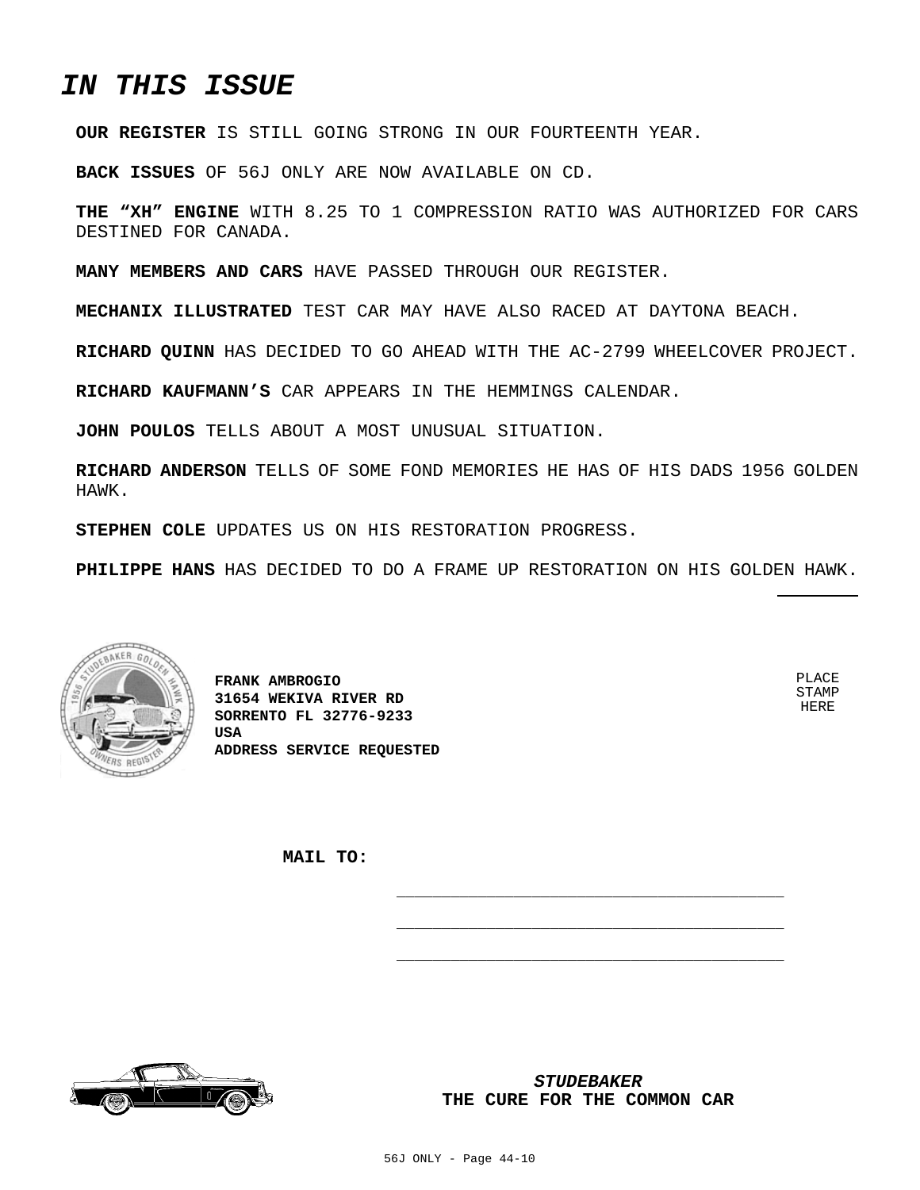# *IN THIS ISSUE*

**OUR REGISTER** IS STILL GOING STRONG IN OUR FOURTEENTH YEAR.

**BACK ISSUES** OF 56J ONLY ARE NOW AVAILABLE ON CD.

**THE "XH" ENGINE** WITH 8.25 TO 1 COMPRESSION RATIO WAS AUTHORIZED FOR CARS DESTINED FOR CANADA.

**MANY MEMBERS AND CARS** HAVE PASSED THROUGH OUR REGISTER.

**MECHANIX ILLUSTRATED** TEST CAR MAY HAVE ALSO RACED AT DAYTONA BEACH.

**RICHARD QUINN** HAS DECIDED TO GO AHEAD WITH THE AC-2799 WHEELCOVER PROJECT.

**RICHARD KAUFMANN'S** CAR APPEARS IN THE HEMMINGS CALENDAR.

**JOHN POULOS** TELLS ABOUT A MOST UNUSUAL SITUATION.

**RICHARD ANDERSON** TELLS OF SOME FOND MEMORIES HE HAS OF HIS DADS 1956 GOLDEN HAWK.

**STEPHEN COLE** UPDATES US ON HIS RESTORATION PROGRESS.

**PHILIPPE HANS** HAS DECIDED TO DO A FRAME UP RESTORATION ON HIS GOLDEN HAWK.

**FRANK AMBROGIO**
**31654 WEKIVA RIVER RD**
**SORRENTO FL 32776-9233**
**USA**
**ADDRESS SERVICE REQUESTED**

PLACE
STAMP
HERE

**MAIL TO:**

______________________________________

______________________________________

______________________________________

***STUDEBAKER***
**THE CURE FOR THE COMMON CAR**